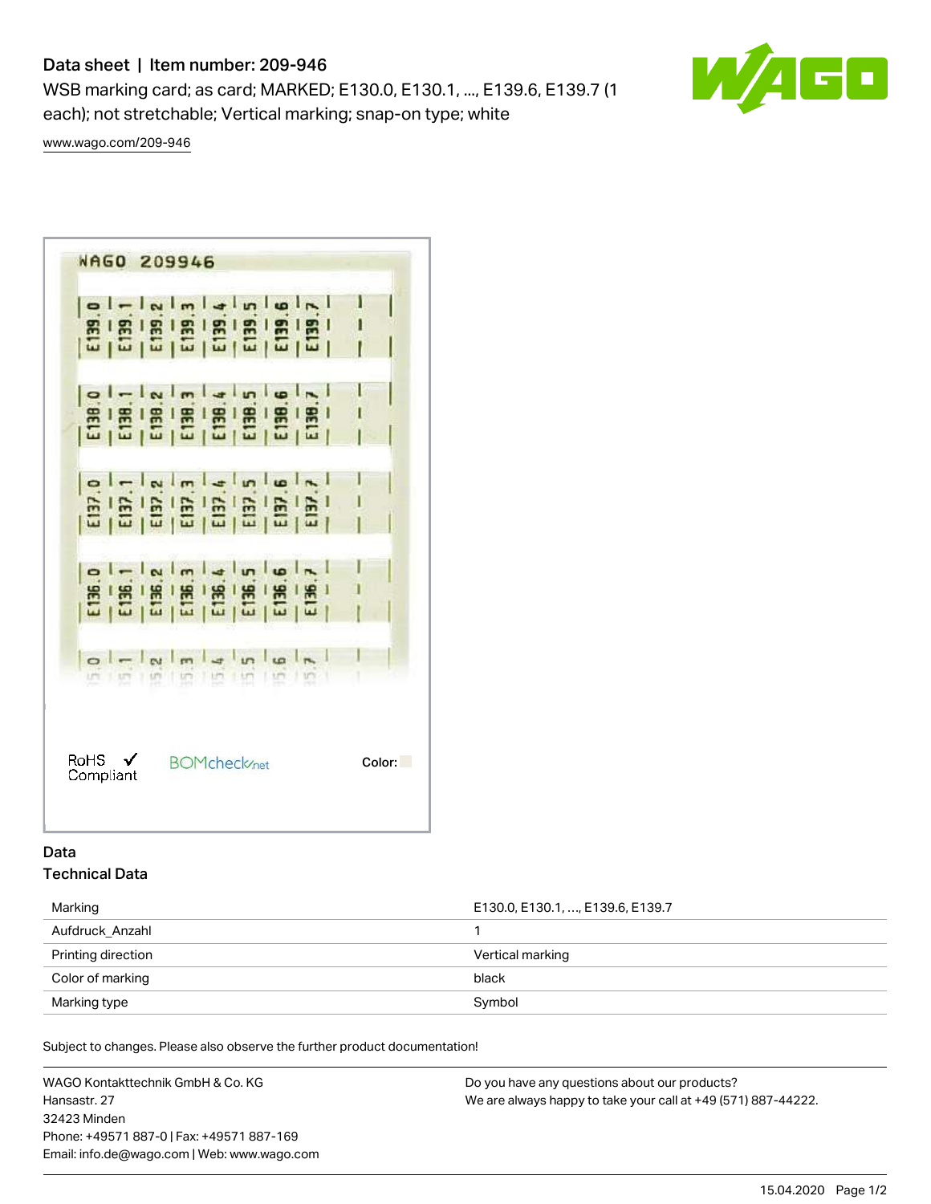# Data sheet | Item number: 209-946

WSB marking card; as card; MARKED; E130.0, E130.1, ..., E139.6, E139.7 (1 each); not stretchable; Vertical marking; snap-on type; white

www.wago.com/209-946

RoHS Compliant

BOMcheck.net

Color:

## Data

### Technical Data

| | |
|---|---|
| Marking | E130.0, E130.1, ..., E139.6, E139.7 |
| Aufdruck_Anzahl | 1 |
| Printing direction | Vertical marking |
| Color of marking | black |
| Marking type | Symbol |

Subject to changes. Please also observe the further product documentation!

WAGO Kontakttechnik GmbH & Co. KG
Hansastr. 27
32423 Minden
Phone: +49571 887-0 | Fax: +49571 887-169
Email: info.de@wago.com | Web: www.wago.com

Do you have any questions about our products?
We are always happy to take your call at +49 (571) 887-44222.

15.04.2020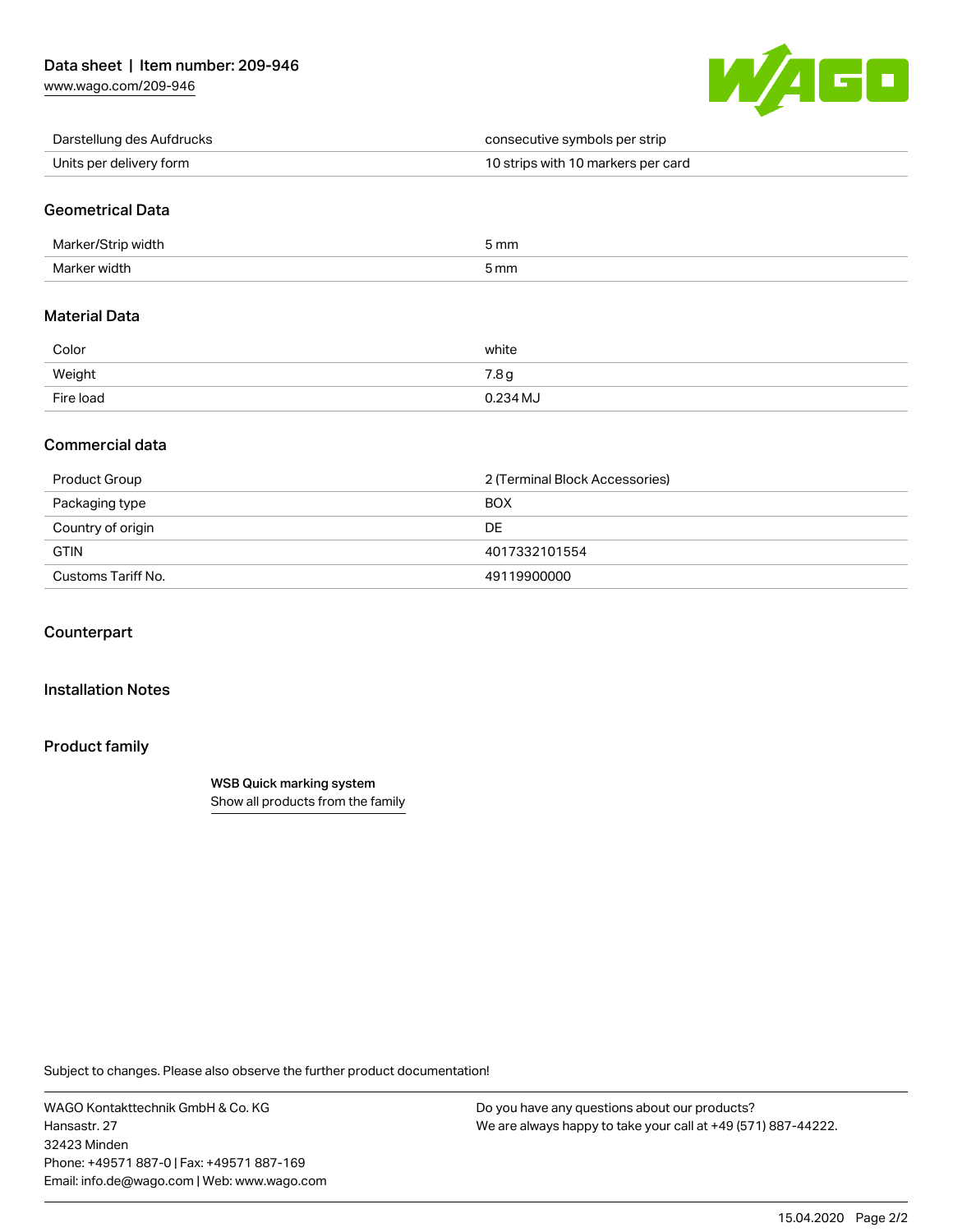| | |
|---|---|
| Darstellung des Aufdrucks | consecutive symbols per strip |
| Units per delivery form | 10 strips with 10 markers per card |

## Geometrical Data

| | |
|---|---|
| Marker/Strip width | 5 mm |
| Marker width | 5 mm |

## Material Data

| | |
|---|---|
| Color | white |
| Weight | 7.8 g |
| Fire load | 0.234 MJ |

## Commercial data

| | |
|---|---|
| Product Group | 2 (Terminal Block Accessories) |
| Packaging type | BOX |
| Country of origin | DE |
| GTIN | 4017332101554 |
| Customs Tariff No. | 49119900000 |

## Counterpart

## Installation Notes

## Product family

**WSB Quick marking system**
Show all products from the family

Subject to changes. Please also observe the further product documentation!

WAGO Kontakttechnik GmbH & Co. KG
Hansastr. 27
32423 Minden
Phone: +49571 887-0 | Fax: +49571 887-169
Email: info.de@wago.com | Web: www.wago.com

Do you have any questions about our products?
We are always happy to take your call at +49 (571) 887-44222.